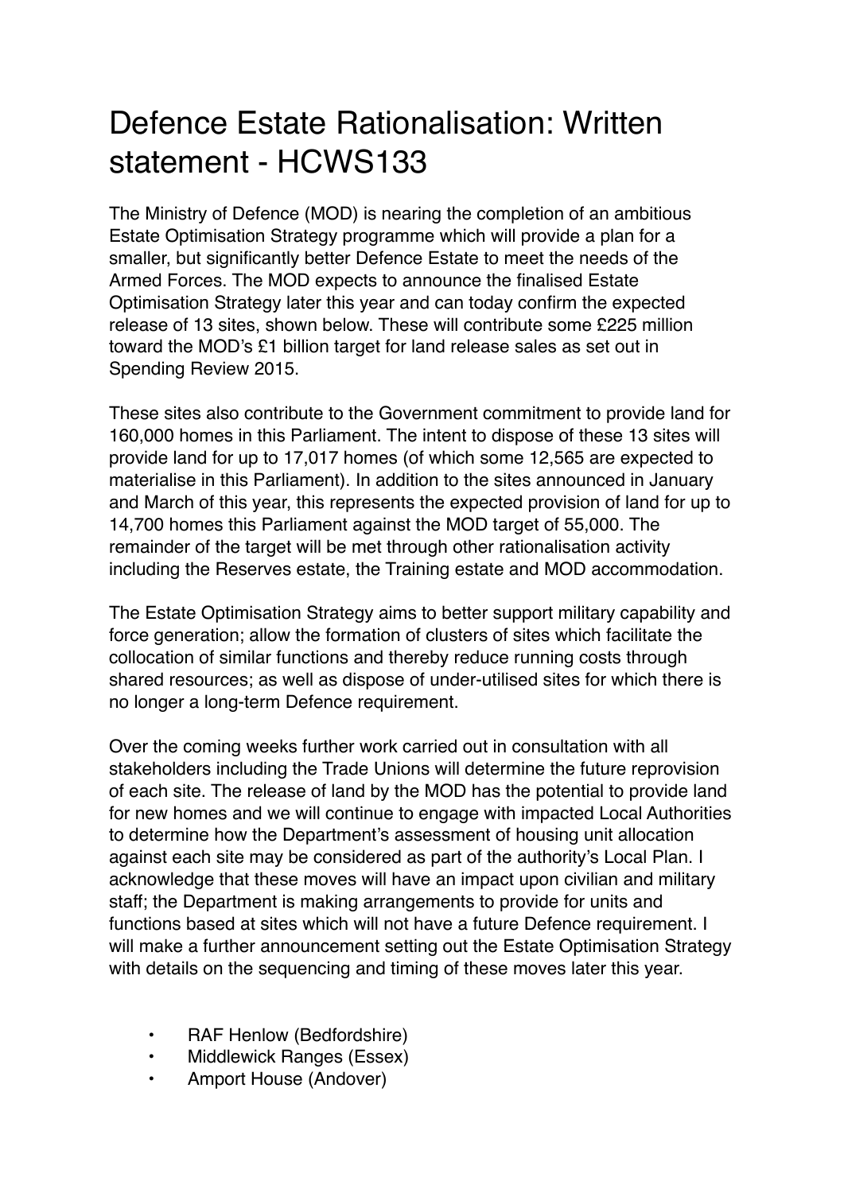# Defence Estate Rationalisation: Written statement - HCWS133

The Ministry of Defence (MOD) is nearing the completion of an ambitious Estate Optimisation Strategy programme which will provide a plan for a smaller, but significantly better Defence Estate to meet the needs of the Armed Forces. The MOD expects to announce the finalised Estate Optimisation Strategy later this year and can today confirm the expected release of 13 sites, shown below. These will contribute some £225 million toward the MOD's £1 billion target for land release sales as set out in Spending Review 2015.

These sites also contribute to the Government commitment to provide land for 160,000 homes in this Parliament. The intent to dispose of these 13 sites will provide land for up to 17,017 homes (of which some 12,565 are expected to materialise in this Parliament). In addition to the sites announced in January and March of this year, this represents the expected provision of land for up to 14,700 homes this Parliament against the MOD target of 55,000. The remainder of the target will be met through other rationalisation activity including the Reserves estate, the Training estate and MOD accommodation.

The Estate Optimisation Strategy aims to better support military capability and force generation; allow the formation of clusters of sites which facilitate the collocation of similar functions and thereby reduce running costs through shared resources; as well as dispose of under-utilised sites for which there is no longer a long-term Defence requirement.

Over the coming weeks further work carried out in consultation with all stakeholders including the Trade Unions will determine the future reprovision of each site. The release of land by the MOD has the potential to provide land for new homes and we will continue to engage with impacted Local Authorities to determine how the Department's assessment of housing unit allocation against each site may be considered as part of the authority's Local Plan. I acknowledge that these moves will have an impact upon civilian and military staff; the Department is making arrangements to provide for units and functions based at sites which will not have a future Defence requirement. I will make a further announcement setting out the Estate Optimisation Strategy with details on the sequencing and timing of these moves later this year.

- RAF Henlow (Bedfordshire)
- Middlewick Ranges (Essex)
- Amport House (Andover)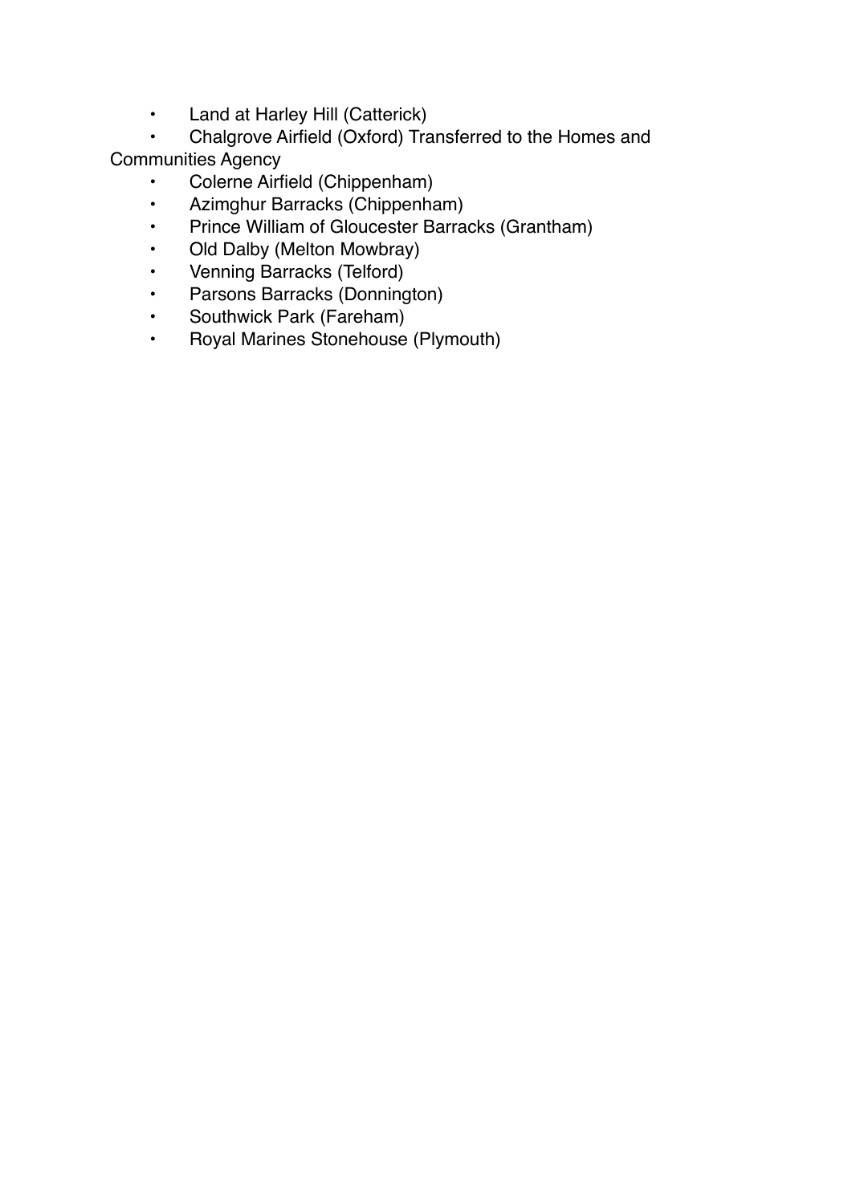- Land at Harley Hill (Catterick)
- Chalgrove Airfield (Oxford) Transferred to the Homes and Communities Agency
- Colerne Airfield (Chippenham)
- Azimghur Barracks (Chippenham)
- Prince William of Gloucester Barracks (Grantham)
- Old Dalby (Melton Mowbray)
- Venning Barracks (Telford)
- Parsons Barracks (Donnington)
- Southwick Park (Fareham)
- Royal Marines Stonehouse (Plymouth)